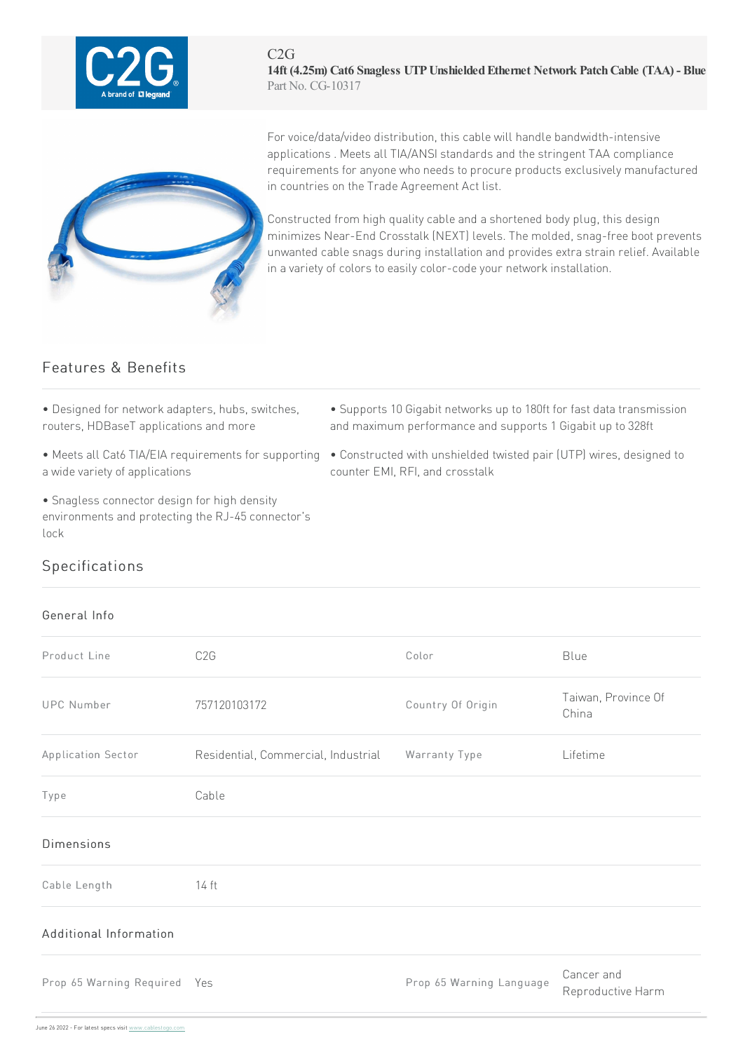C2G

# 14ft (4.25m) Cat6 Snagless UTP Unshielded Ethernet Network Patch Cable (TAA) - Blue

Part No. CG-10317

For voice/data/video distribution, this cable will handle bandwidth-intensive applications . Meets all TIA/ANSI standards and the stringent TAA compliance requirements for anyone who needs to procure products exclusively manufactured in countries on the Trade Agreement Act list.

Constructed from high quality cable and a shortened body plug, this design minimizes Near-End Crosstalk (NEXT) levels. The molded, snag-free boot prevents unwanted cable snags during installation and provides extra strain relief. Available in a variety of colors to easily color-code your network installation.

## Features & Benefits

- Designed for network adapters, hubs, switches, routers, HDBaseT applications and more
- Meets all Cat6 TIA/EIA requirements for supporting a wide variety of applications
- Snagless connector design for high density environments and protecting the RJ-45 connector's lock
- Supports 10 Gigabit networks up to 180ft for fast data transmission and maximum performance and supports 1 Gigabit up to 328ft
- Constructed with unshielded twisted pair (UTP) wires, designed to counter EMI, RFI, and crosstalk

## Specifications

### General Info

| | | | |
|---|---|---|---|
| Product Line | C2G | Color | Blue |
| UPC Number | 757120103172 | Country Of Origin | Taiwan, Province Of China |
| Application Sector | Residential, Commercial, Industrial | Warranty Type | Lifetime |
| Type | Cable | | |

### Dimensions

| | |
|---|---|
| Cable Length | 14 ft |

### Additional Information

| | | | |
|---|---|---|---|
| Prop 65 Warning Required | Yes | Prop 65 Warning Language | Cancer and Reproductive Harm |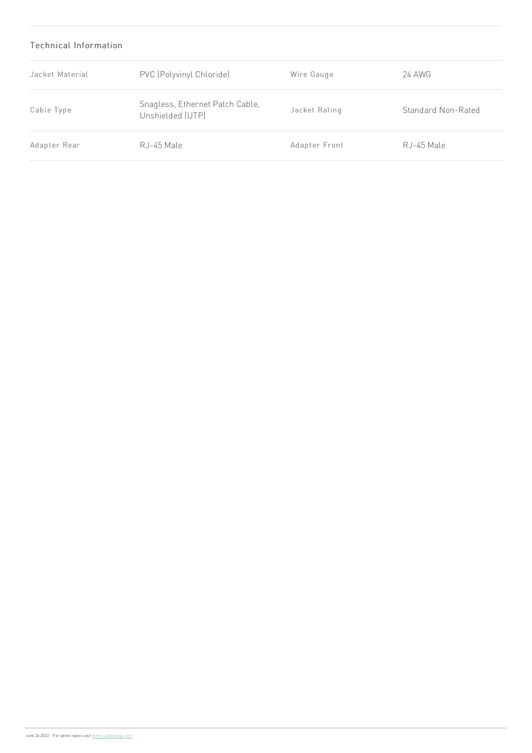## Technical Information

| | | | |
|---|---|---|---|
| Jacket Material | PVC (Polyvinyl Chloride) | Wire Gauge | 24 AWG |
| Cable Type | Snagless, Ethernet Patch Cable, Unshielded (UTP) | Jacket Rating | Standard Non-Rated |
| Adapter Rear | RJ-45 Male | Adapter Front | RJ-45 Male |

June 26 2022 - For latest specs visit www.cablestogo.com